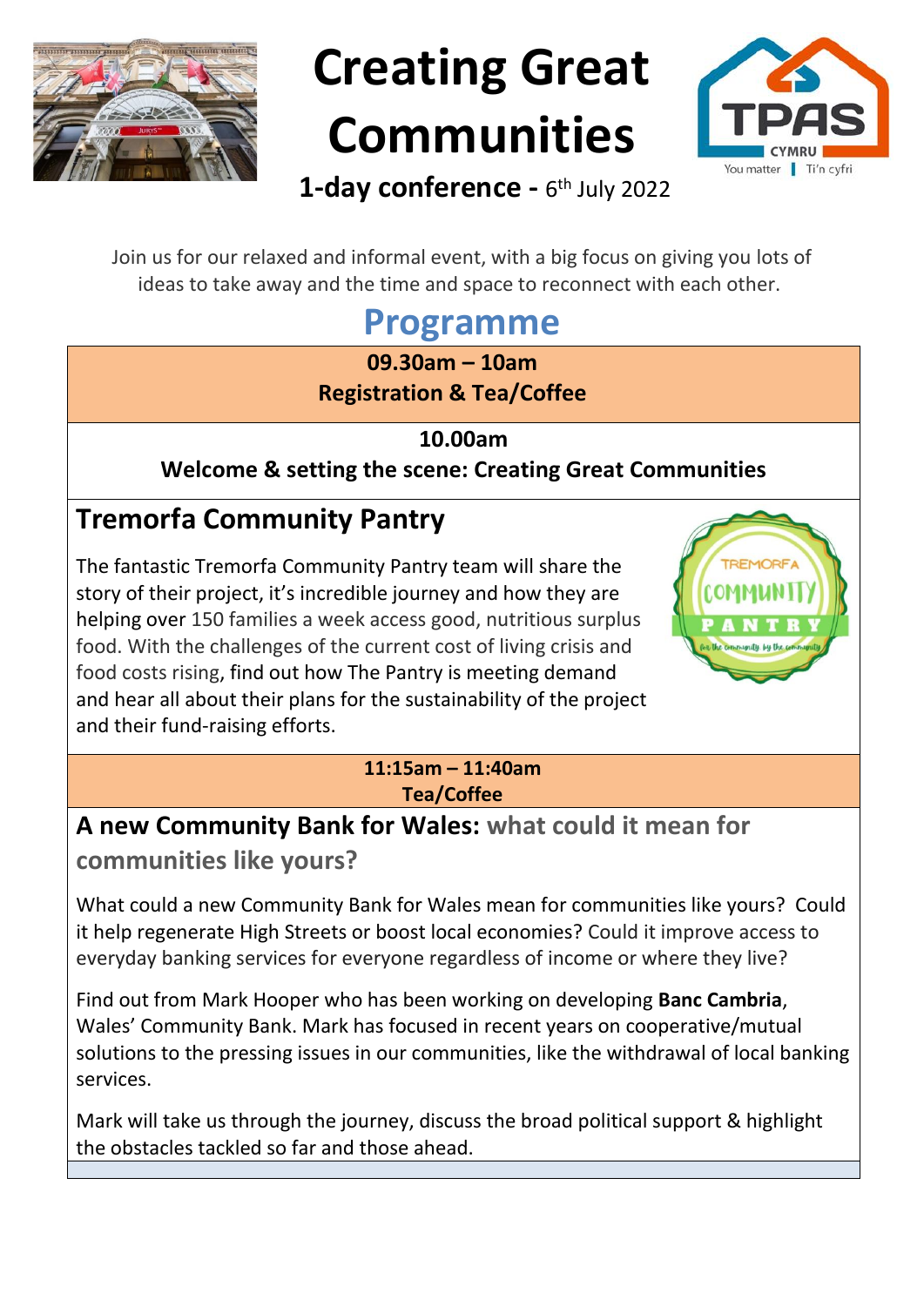# Creating Great Communities

**1-day conference -** 6th July 2022

Join us for our relaxed and informal event, with a big focus on giving you lots of ideas to take away and the time and space to reconnect with each other.

## Programme

**09.30am – 10am**
**Registration & Tea/Coffee**

**10.00am**
**Welcome & setting the scene: Creating Great Communities**

### Tremorfa Community Pantry

The fantastic Tremorfa Community Pantry team will share the story of their project, it's incredible journey and how they are helping over 150 families a week access good, nutritious surplus food. With the challenges of the current cost of living crisis and food costs rising, find out how The Pantry is meeting demand and hear all about their plans for the sustainability of the project and their fund-raising efforts.

**11:15am – 11:40am**
**Tea/Coffee**

### A new Community Bank for Wales: what could it mean for communities like yours?

What could a new Community Bank for Wales mean for communities like yours? Could it help regenerate High Streets or boost local economies? Could it improve access to everyday banking services for everyone regardless of income or where they live?

Find out from Mark Hooper who has been working on developing **Banc Cambria**, Wales' Community Bank. Mark has focused in recent years on cooperative/mutual solutions to the pressing issues in our communities, like the withdrawal of local banking services.

Mark will take us through the journey, discuss the broad political support & highlight the obstacles tackled so far and those ahead.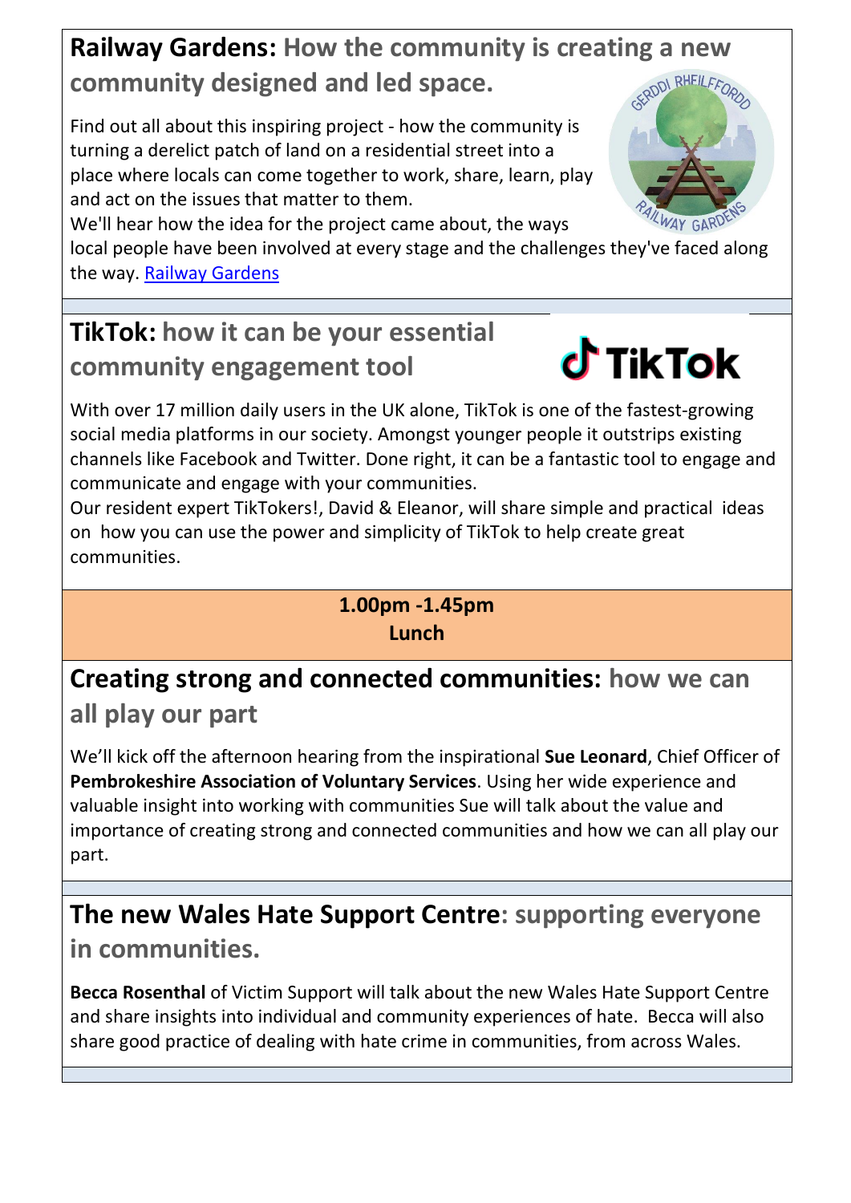## Railway Gardens: How the community is creating a new community designed and led space.

Find out all about this inspiring project - how the community is turning a derelict patch of land on a residential street into a place where locals can come together to work, share, learn, play and act on the issues that matter to them.
We'll hear how the idea for the project came about, the ways local people have been involved at every stage and the challenges they've faced along the way. Railway Gardens

## TikTok: how it can be your essential community engagement tool

With over 17 million daily users in the UK alone, TikTok is one of the fastest-growing social media platforms in our society. Amongst younger people it outstrips existing channels like Facebook and Twitter. Done right, it can be a fantastic tool to engage and communicate and engage with your communities.
Our resident expert TikTokers!, David & Eleanor, will share simple and practical ideas on how you can use the power and simplicity of TikTok to help create great communities.

**1.00pm -1.45pm**
**Lunch**

## Creating strong and connected communities: how we can all play our part

We'll kick off the afternoon hearing from the inspirational **Sue Leonard**, Chief Officer of **Pembrokeshire Association of Voluntary Services**. Using her wide experience and valuable insight into working with communities Sue will talk about the value and importance of creating strong and connected communities and how we can all play our part.

## The new Wales Hate Support Centre: supporting everyone in communities.

**Becca Rosenthal** of Victim Support will talk about the new Wales Hate Support Centre and share insights into individual and community experiences of hate. Becca will also share good practice of dealing with hate crime in communities, from across Wales.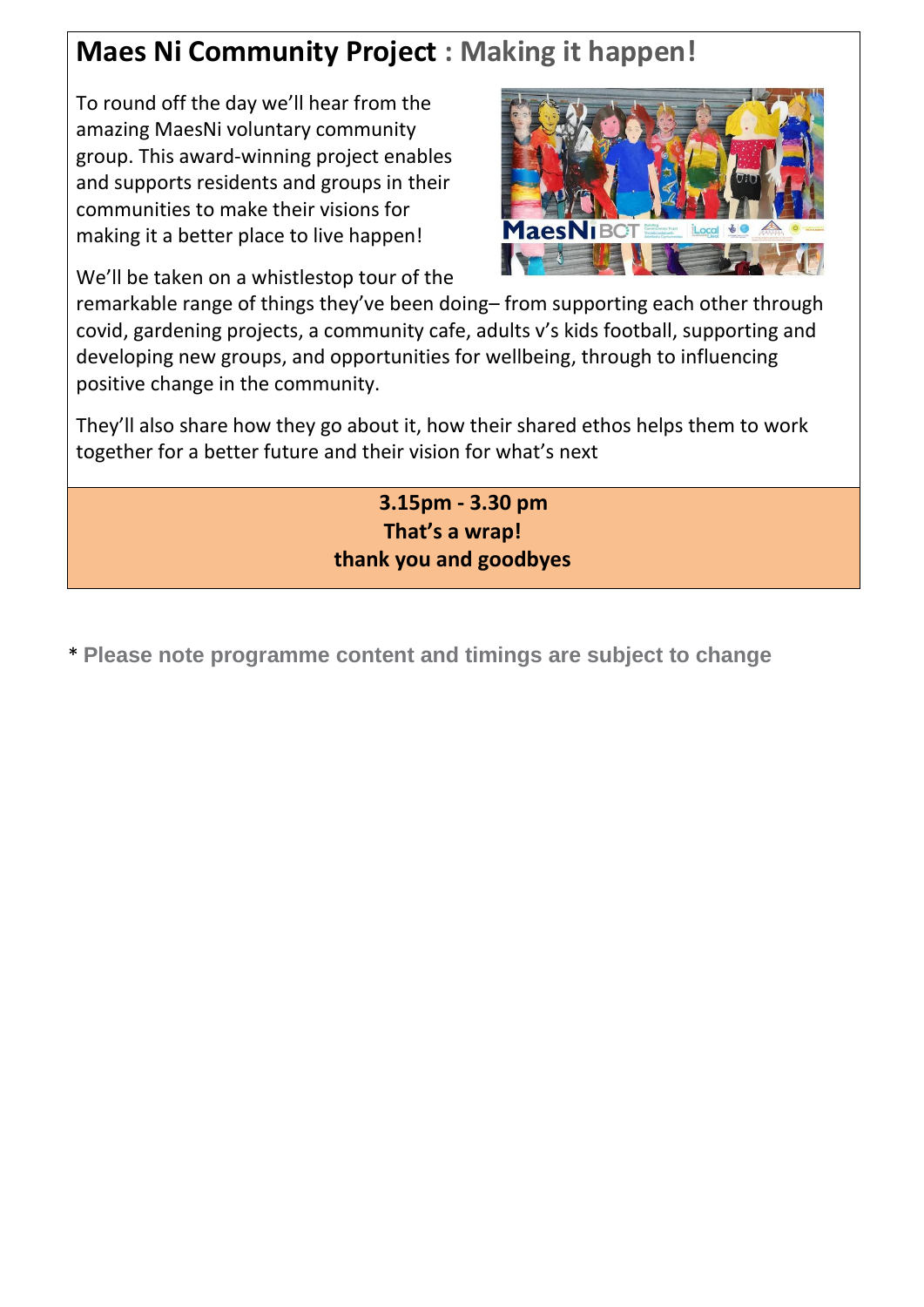## **Maes Ni Community Project** : Making it happen!

To round off the day we'll hear from the amazing MaesNi voluntary community group. This award-winning project enables and supports residents and groups in their communities to make their visions for making it a better place to live happen!

We'll be taken on a whistlestop tour of the remarkable range of things they've been doing– from supporting each other through covid, gardening projects, a community cafe, adults v's kids football, supporting and developing new groups, and opportunities for wellbeing, through to influencing positive change in the community.

They'll also share how they go about it, how their shared ethos helps them to work together for a better future and their vision for what's next

**3.15pm - 3.30 pm**
**That's a wrap!**
**thank you and goodbyes**

* **Please note programme content and timings are subject to change**